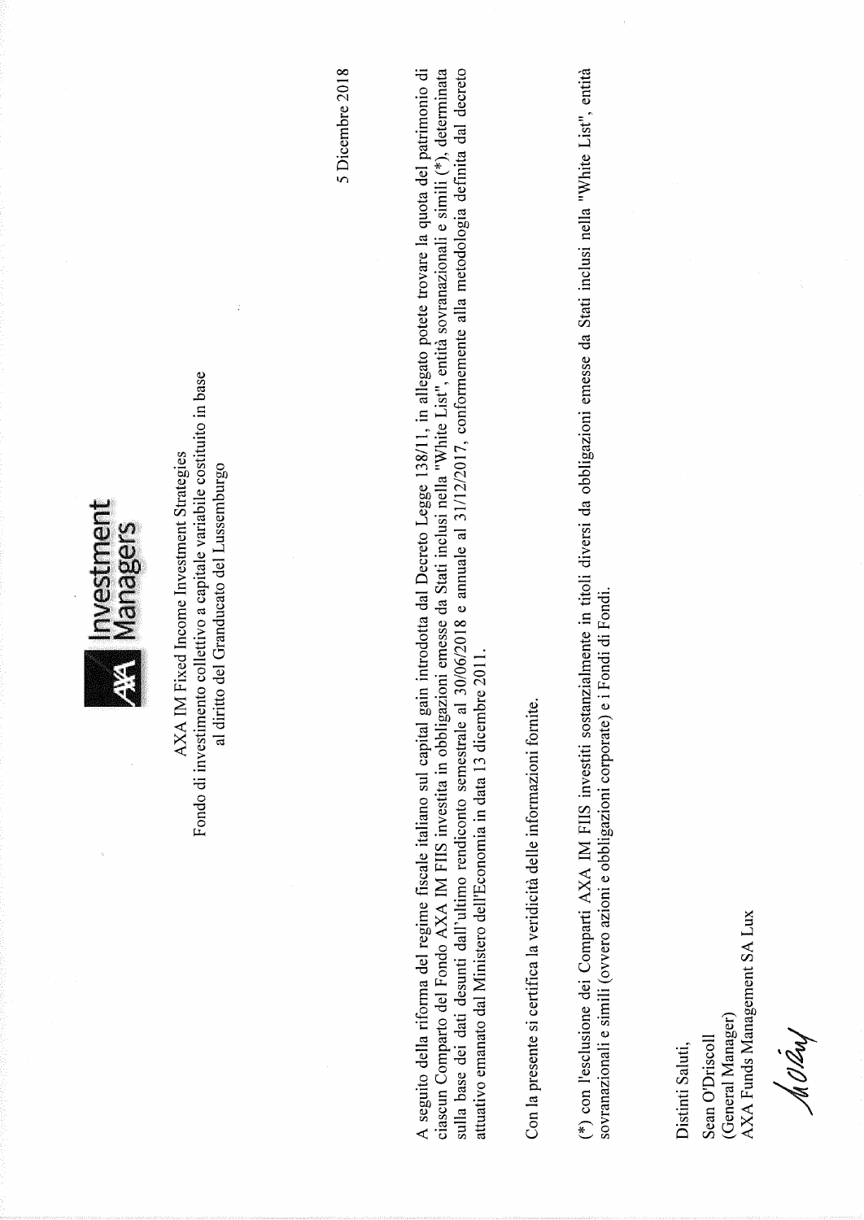AXA Investment Managers

AXA IM Fixed Income Investment Strategies
Fondo di investimento collettivo a capitale variabile costituito in base
al diritto del Granducato del Lussemburgo

5 Dicembre 2018

A seguito della riforma del regime fiscale italiano sul capital gain introdotta dal Decreto Legge 138/11, in allegato potete trovare la quota del patrimonio di ciascun Comparto del Fondo AXA IM FIIS investita in obbligazioni emesse da Stati inclusi nella "White List", entità sovranazionali e simili (*), determinata sulla base dei dati desunti dall'ultimo rendiconto semestrale al 30/06/2018 e annuale al 31/12/2017, conformemente alla metodologia definita dal decreto attuativo emanato dal Ministero dell'Economia in data 13 dicembre 2011.

Con la presente si certifica la veridicità delle informazioni fornite.

(*) con l'esclusione dei Comparti AXA IM FIIS investiti sostanzialmente in titoli diversi da obbligazioni emesse da Stati inclusi nella "White List", entità sovranazionali e simili (ovvero azioni e obbligazioni corporate) e i Fondi di Fondi.

Distinti Saluti,

Sean O'Driscoll
(General Manager)
AXA Funds Management SA Lux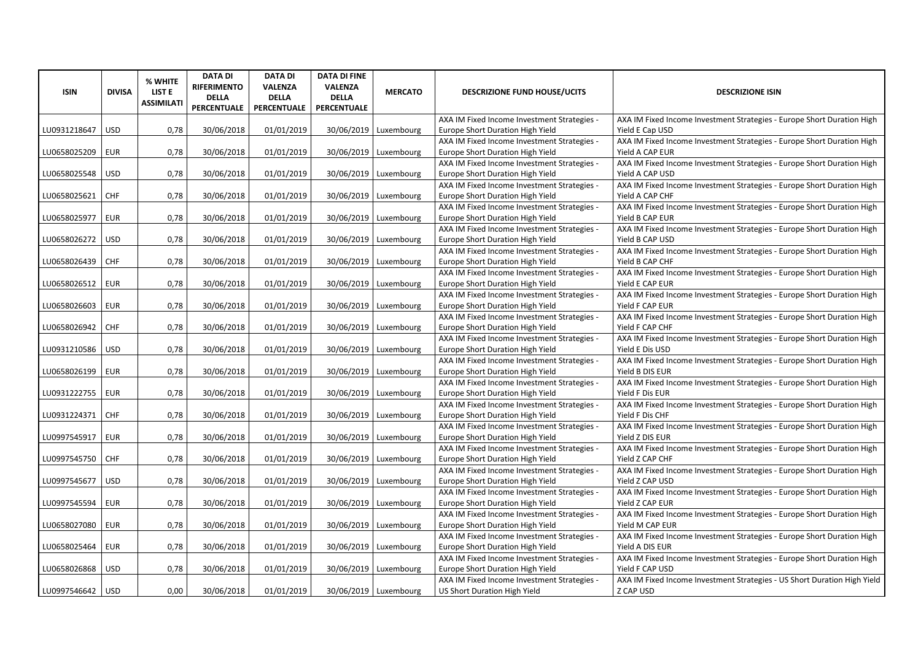| ISIN | DIVISA | % WHITE LIST E ASSIMILATI | DATA DI RIFERIMENTO DELLA PERCENTUALE | DATA DI VALENZA DELLA PERCENTUALE | DATA DI FINE VALENZA DELLA PERCENTUALE | MERCATO | DESCRIZIONE FUND HOUSE/UCITS | DESCRIZIONE ISIN |
|---|---|---|---|---|---|---|---|---|
| LU0931218647 | USD | 0,78 | 30/06/2018 | 01/01/2019 | 30/06/2019 | Luxembourg | AXA IM Fixed Income Investment Strategies - Europe Short Duration High Yield | AXA IM Fixed Income Investment Strategies - Europe Short Duration High Yield E Cap USD |
| LU0658025209 | EUR | 0,78 | 30/06/2018 | 01/01/2019 | 30/06/2019 | Luxembourg | AXA IM Fixed Income Investment Strategies - Europe Short Duration High Yield | AXA IM Fixed Income Investment Strategies - Europe Short Duration High Yield A CAP EUR |
| LU0658025548 | USD | 0,78 | 30/06/2018 | 01/01/2019 | 30/06/2019 | Luxembourg | AXA IM Fixed Income Investment Strategies - Europe Short Duration High Yield | AXA IM Fixed Income Investment Strategies - Europe Short Duration High Yield A CAP USD |
| LU0658025621 | CHF | 0,78 | 30/06/2018 | 01/01/2019 | 30/06/2019 | Luxembourg | AXA IM Fixed Income Investment Strategies - Europe Short Duration High Yield | AXA IM Fixed Income Investment Strategies - Europe Short Duration High Yield A CAP CHF |
| LU0658025977 | EUR | 0,78 | 30/06/2018 | 01/01/2019 | 30/06/2019 | Luxembourg | AXA IM Fixed Income Investment Strategies - Europe Short Duration High Yield | AXA IM Fixed Income Investment Strategies - Europe Short Duration High Yield B CAP EUR |
| LU0658026272 | USD | 0,78 | 30/06/2018 | 01/01/2019 | 30/06/2019 | Luxembourg | AXA IM Fixed Income Investment Strategies - Europe Short Duration High Yield | AXA IM Fixed Income Investment Strategies - Europe Short Duration High Yield B CAP USD |
| LU0658026439 | CHF | 0,78 | 30/06/2018 | 01/01/2019 | 30/06/2019 | Luxembourg | AXA IM Fixed Income Investment Strategies - Europe Short Duration High Yield | AXA IM Fixed Income Investment Strategies - Europe Short Duration High Yield B CAP CHF |
| LU0658026512 | EUR | 0,78 | 30/06/2018 | 01/01/2019 | 30/06/2019 | Luxembourg | AXA IM Fixed Income Investment Strategies - Europe Short Duration High Yield | AXA IM Fixed Income Investment Strategies - Europe Short Duration High Yield E CAP EUR |
| LU0658026603 | EUR | 0,78 | 30/06/2018 | 01/01/2019 | 30/06/2019 | Luxembourg | AXA IM Fixed Income Investment Strategies - Europe Short Duration High Yield | AXA IM Fixed Income Investment Strategies - Europe Short Duration High Yield F CAP EUR |
| LU0658026942 | CHF | 0,78 | 30/06/2018 | 01/01/2019 | 30/06/2019 | Luxembourg | AXA IM Fixed Income Investment Strategies - Europe Short Duration High Yield | AXA IM Fixed Income Investment Strategies - Europe Short Duration High Yield F CAP CHF |
| LU0931210586 | USD | 0,78 | 30/06/2018 | 01/01/2019 | 30/06/2019 | Luxembourg | AXA IM Fixed Income Investment Strategies - Europe Short Duration High Yield | AXA IM Fixed Income Investment Strategies - Europe Short Duration High Yield E Dis USD |
| LU0658026199 | EUR | 0,78 | 30/06/2018 | 01/01/2019 | 30/06/2019 | Luxembourg | AXA IM Fixed Income Investment Strategies - Europe Short Duration High Yield | AXA IM Fixed Income Investment Strategies - Europe Short Duration High Yield B DIS EUR |
| LU0931222755 | EUR | 0,78 | 30/06/2018 | 01/01/2019 | 30/06/2019 | Luxembourg | AXA IM Fixed Income Investment Strategies - Europe Short Duration High Yield | AXA IM Fixed Income Investment Strategies - Europe Short Duration High Yield F Dis EUR |
| LU0931224371 | CHF | 0,78 | 30/06/2018 | 01/01/2019 | 30/06/2019 | Luxembourg | AXA IM Fixed Income Investment Strategies - Europe Short Duration High Yield | AXA IM Fixed Income Investment Strategies - Europe Short Duration High Yield F Dis CHF |
| LU0997545917 | EUR | 0,78 | 30/06/2018 | 01/01/2019 | 30/06/2019 | Luxembourg | AXA IM Fixed Income Investment Strategies - Europe Short Duration High Yield | AXA IM Fixed Income Investment Strategies - Europe Short Duration High Yield Z DIS EUR |
| LU0997545750 | CHF | 0,78 | 30/06/2018 | 01/01/2019 | 30/06/2019 | Luxembourg | AXA IM Fixed Income Investment Strategies - Europe Short Duration High Yield | AXA IM Fixed Income Investment Strategies - Europe Short Duration High Yield Z CAP CHF |
| LU0997545677 | USD | 0,78 | 30/06/2018 | 01/01/2019 | 30/06/2019 | Luxembourg | AXA IM Fixed Income Investment Strategies - Europe Short Duration High Yield | AXA IM Fixed Income Investment Strategies - Europe Short Duration High Yield Z CAP USD |
| LU0997545594 | EUR | 0,78 | 30/06/2018 | 01/01/2019 | 30/06/2019 | Luxembourg | AXA IM Fixed Income Investment Strategies - Europe Short Duration High Yield | AXA IM Fixed Income Investment Strategies - Europe Short Duration High Yield Z CAP EUR |
| LU0658027080 | EUR | 0,78 | 30/06/2018 | 01/01/2019 | 30/06/2019 | Luxembourg | AXA IM Fixed Income Investment Strategies - Europe Short Duration High Yield | AXA IM Fixed Income Investment Strategies - Europe Short Duration High Yield M CAP EUR |
| LU0658025464 | EUR | 0,78 | 30/06/2018 | 01/01/2019 | 30/06/2019 | Luxembourg | AXA IM Fixed Income Investment Strategies - Europe Short Duration High Yield | AXA IM Fixed Income Investment Strategies - Europe Short Duration High Yield A DIS EUR |
| LU0658026868 | USD | 0,78 | 30/06/2018 | 01/01/2019 | 30/06/2019 | Luxembourg | AXA IM Fixed Income Investment Strategies - Europe Short Duration High Yield | AXA IM Fixed Income Investment Strategies - Europe Short Duration High Yield F CAP USD |
| LU0997546642 | USD | 0,00 | 30/06/2018 | 01/01/2019 | 30/06/2019 | Luxembourg | AXA IM Fixed Income Investment Strategies - US Short Duration High Yield | AXA IM Fixed Income Investment Strategies - US Short Duration High Yield Z CAP USD |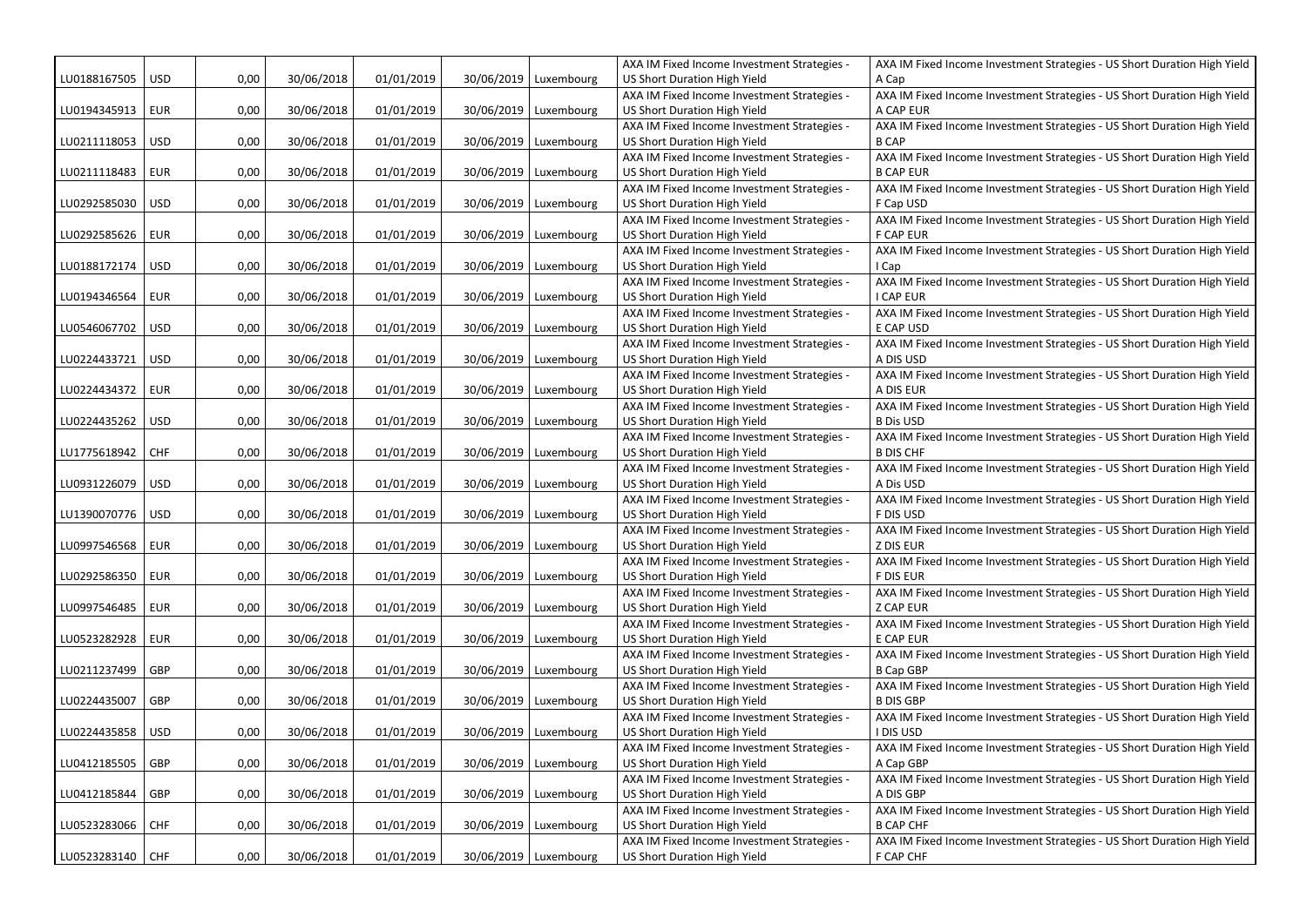| | | | | | | | | |
|---|---|---|---|---|---|---|---|---|
| LU0188167505 | USD | 0,00 | 30/06/2018 | 01/01/2019 | 30/06/2019 | Luxembourg | AXA IM Fixed Income Investment Strategies - US Short Duration High Yield | AXA IM Fixed Income Investment Strategies - US Short Duration High Yield A Cap |
| LU0194345913 | EUR | 0,00 | 30/06/2018 | 01/01/2019 | 30/06/2019 | Luxembourg | AXA IM Fixed Income Investment Strategies - US Short Duration High Yield | AXA IM Fixed Income Investment Strategies - US Short Duration High Yield A CAP EUR |
| LU0211118053 | USD | 0,00 | 30/06/2018 | 01/01/2019 | 30/06/2019 | Luxembourg | AXA IM Fixed Income Investment Strategies - US Short Duration High Yield | AXA IM Fixed Income Investment Strategies - US Short Duration High Yield B CAP |
| LU0211118483 | EUR | 0,00 | 30/06/2018 | 01/01/2019 | 30/06/2019 | Luxembourg | AXA IM Fixed Income Investment Strategies - US Short Duration High Yield | AXA IM Fixed Income Investment Strategies - US Short Duration High Yield B CAP EUR |
| LU0292585030 | USD | 0,00 | 30/06/2018 | 01/01/2019 | 30/06/2019 | Luxembourg | AXA IM Fixed Income Investment Strategies - US Short Duration High Yield | AXA IM Fixed Income Investment Strategies - US Short Duration High Yield F Cap USD |
| LU0292585626 | EUR | 0,00 | 30/06/2018 | 01/01/2019 | 30/06/2019 | Luxembourg | AXA IM Fixed Income Investment Strategies - US Short Duration High Yield | AXA IM Fixed Income Investment Strategies - US Short Duration High Yield F CAP EUR |
| LU0188172174 | USD | 0,00 | 30/06/2018 | 01/01/2019 | 30/06/2019 | Luxembourg | AXA IM Fixed Income Investment Strategies - US Short Duration High Yield | AXA IM Fixed Income Investment Strategies - US Short Duration High Yield I Cap |
| LU0194346564 | EUR | 0,00 | 30/06/2018 | 01/01/2019 | 30/06/2019 | Luxembourg | AXA IM Fixed Income Investment Strategies - US Short Duration High Yield | AXA IM Fixed Income Investment Strategies - US Short Duration High Yield I CAP EUR |
| LU0546067702 | USD | 0,00 | 30/06/2018 | 01/01/2019 | 30/06/2019 | Luxembourg | AXA IM Fixed Income Investment Strategies - US Short Duration High Yield | AXA IM Fixed Income Investment Strategies - US Short Duration High Yield E CAP USD |
| LU0224433721 | USD | 0,00 | 30/06/2018 | 01/01/2019 | 30/06/2019 | Luxembourg | AXA IM Fixed Income Investment Strategies - US Short Duration High Yield | AXA IM Fixed Income Investment Strategies - US Short Duration High Yield A DIS USD |
| LU0224434372 | EUR | 0,00 | 30/06/2018 | 01/01/2019 | 30/06/2019 | Luxembourg | AXA IM Fixed Income Investment Strategies - US Short Duration High Yield | AXA IM Fixed Income Investment Strategies - US Short Duration High Yield A DIS EUR |
| LU0224435262 | USD | 0,00 | 30/06/2018 | 01/01/2019 | 30/06/2019 | Luxembourg | AXA IM Fixed Income Investment Strategies - US Short Duration High Yield | AXA IM Fixed Income Investment Strategies - US Short Duration High Yield B Dis USD |
| LU1775618942 | CHF | 0,00 | 30/06/2018 | 01/01/2019 | 30/06/2019 | Luxembourg | AXA IM Fixed Income Investment Strategies - US Short Duration High Yield | AXA IM Fixed Income Investment Strategies - US Short Duration High Yield B DIS CHF |
| LU0931226079 | USD | 0,00 | 30/06/2018 | 01/01/2019 | 30/06/2019 | Luxembourg | AXA IM Fixed Income Investment Strategies - US Short Duration High Yield | AXA IM Fixed Income Investment Strategies - US Short Duration High Yield A Dis USD |
| LU1390070776 | USD | 0,00 | 30/06/2018 | 01/01/2019 | 30/06/2019 | Luxembourg | AXA IM Fixed Income Investment Strategies - US Short Duration High Yield | AXA IM Fixed Income Investment Strategies - US Short Duration High Yield F DIS USD |
| LU0997546568 | EUR | 0,00 | 30/06/2018 | 01/01/2019 | 30/06/2019 | Luxembourg | AXA IM Fixed Income Investment Strategies - US Short Duration High Yield | AXA IM Fixed Income Investment Strategies - US Short Duration High Yield Z DIS EUR |
| LU0292586350 | EUR | 0,00 | 30/06/2018 | 01/01/2019 | 30/06/2019 | Luxembourg | AXA IM Fixed Income Investment Strategies - US Short Duration High Yield | AXA IM Fixed Income Investment Strategies - US Short Duration High Yield F DIS EUR |
| LU0997546485 | EUR | 0,00 | 30/06/2018 | 01/01/2019 | 30/06/2019 | Luxembourg | AXA IM Fixed Income Investment Strategies - US Short Duration High Yield | AXA IM Fixed Income Investment Strategies - US Short Duration High Yield Z CAP EUR |
| LU0523282928 | EUR | 0,00 | 30/06/2018 | 01/01/2019 | 30/06/2019 | Luxembourg | AXA IM Fixed Income Investment Strategies - US Short Duration High Yield | AXA IM Fixed Income Investment Strategies - US Short Duration High Yield E CAP EUR |
| LU0211237499 | GBP | 0,00 | 30/06/2018 | 01/01/2019 | 30/06/2019 | Luxembourg | AXA IM Fixed Income Investment Strategies - US Short Duration High Yield | AXA IM Fixed Income Investment Strategies - US Short Duration High Yield B Cap GBP |
| LU0224435007 | GBP | 0,00 | 30/06/2018 | 01/01/2019 | 30/06/2019 | Luxembourg | AXA IM Fixed Income Investment Strategies - US Short Duration High Yield | AXA IM Fixed Income Investment Strategies - US Short Duration High Yield B DIS GBP |
| LU0224435858 | USD | 0,00 | 30/06/2018 | 01/01/2019 | 30/06/2019 | Luxembourg | AXA IM Fixed Income Investment Strategies - US Short Duration High Yield | AXA IM Fixed Income Investment Strategies - US Short Duration High Yield I DIS USD |
| LU0412185505 | GBP | 0,00 | 30/06/2018 | 01/01/2019 | 30/06/2019 | Luxembourg | AXA IM Fixed Income Investment Strategies - US Short Duration High Yield | AXA IM Fixed Income Investment Strategies - US Short Duration High Yield A Cap GBP |
| LU0412185844 | GBP | 0,00 | 30/06/2018 | 01/01/2019 | 30/06/2019 | Luxembourg | AXA IM Fixed Income Investment Strategies - US Short Duration High Yield | AXA IM Fixed Income Investment Strategies - US Short Duration High Yield A DIS GBP |
| LU0523283066 | CHF | 0,00 | 30/06/2018 | 01/01/2019 | 30/06/2019 | Luxembourg | AXA IM Fixed Income Investment Strategies - US Short Duration High Yield | AXA IM Fixed Income Investment Strategies - US Short Duration High Yield B CAP CHF |
| LU0523283140 | CHF | 0,00 | 30/06/2018 | 01/01/2019 | 30/06/2019 | Luxembourg | AXA IM Fixed Income Investment Strategies - US Short Duration High Yield | AXA IM Fixed Income Investment Strategies - US Short Duration High Yield F CAP CHF |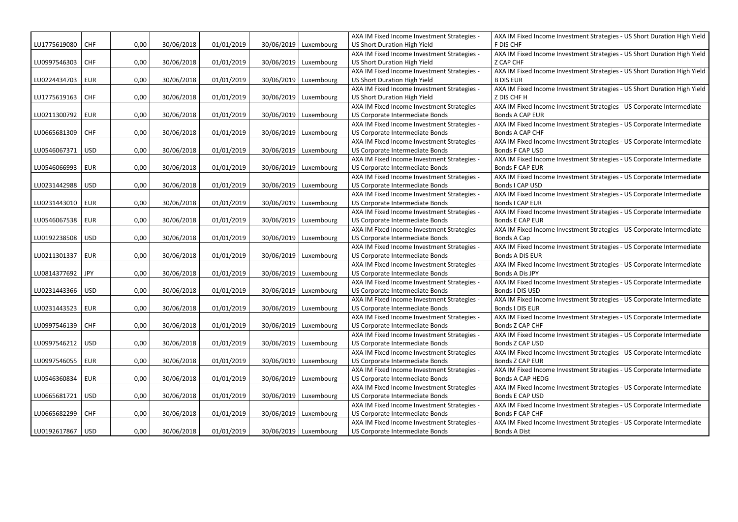| | | | | | | | | |
|---|---|---|---|---|---|---|---|---|
| LU1775619080 | CHF | 0,00 | 30/06/2018 | 01/01/2019 | 30/06/2019 | Luxembourg | AXA IM Fixed Income Investment Strategies - US Short Duration High Yield | AXA IM Fixed Income Investment Strategies - US Short Duration High Yield F DIS CHF |
| LU0997546303 | CHF | 0,00 | 30/06/2018 | 01/01/2019 | 30/06/2019 | Luxembourg | AXA IM Fixed Income Investment Strategies - US Short Duration High Yield | AXA IM Fixed Income Investment Strategies - US Short Duration High Yield Z CAP CHF |
| LU0224434703 | EUR | 0,00 | 30/06/2018 | 01/01/2019 | 30/06/2019 | Luxembourg | AXA IM Fixed Income Investment Strategies - US Short Duration High Yield | AXA IM Fixed Income Investment Strategies - US Short Duration High Yield B DIS EUR |
| LU1775619163 | CHF | 0,00 | 30/06/2018 | 01/01/2019 | 30/06/2019 | Luxembourg | AXA IM Fixed Income Investment Strategies - US Short Duration High Yield | AXA IM Fixed Income Investment Strategies - US Short Duration High Yield Z DIS CHF H |
| LU0211300792 | EUR | 0,00 | 30/06/2018 | 01/01/2019 | 30/06/2019 | Luxembourg | AXA IM Fixed Income Investment Strategies - US Corporate Intermediate Bonds | AXA IM Fixed Income Investment Strategies - US Corporate Intermediate Bonds A CAP EUR |
| LU0665681309 | CHF | 0,00 | 30/06/2018 | 01/01/2019 | 30/06/2019 | Luxembourg | AXA IM Fixed Income Investment Strategies - US Corporate Intermediate Bonds | AXA IM Fixed Income Investment Strategies - US Corporate Intermediate Bonds A CAP CHF |
| LU0546067371 | USD | 0,00 | 30/06/2018 | 01/01/2019 | 30/06/2019 | Luxembourg | AXA IM Fixed Income Investment Strategies - US Corporate Intermediate Bonds | AXA IM Fixed Income Investment Strategies - US Corporate Intermediate Bonds F CAP USD |
| LU0546066993 | EUR | 0,00 | 30/06/2018 | 01/01/2019 | 30/06/2019 | Luxembourg | AXA IM Fixed Income Investment Strategies - US Corporate Intermediate Bonds | AXA IM Fixed Income Investment Strategies - US Corporate Intermediate Bonds F CAP EUR |
| LU0231442988 | USD | 0,00 | 30/06/2018 | 01/01/2019 | 30/06/2019 | Luxembourg | AXA IM Fixed Income Investment Strategies - US Corporate Intermediate Bonds | AXA IM Fixed Income Investment Strategies - US Corporate Intermediate Bonds I CAP USD |
| LU0231443010 | EUR | 0,00 | 30/06/2018 | 01/01/2019 | 30/06/2019 | Luxembourg | AXA IM Fixed Income Investment Strategies - US Corporate Intermediate Bonds | AXA IM Fixed Income Investment Strategies - US Corporate Intermediate Bonds I CAP EUR |
| LU0546067538 | EUR | 0,00 | 30/06/2018 | 01/01/2019 | 30/06/2019 | Luxembourg | AXA IM Fixed Income Investment Strategies - US Corporate Intermediate Bonds | AXA IM Fixed Income Investment Strategies - US Corporate Intermediate Bonds E CAP EUR |
| LU0192238508 | USD | 0,00 | 30/06/2018 | 01/01/2019 | 30/06/2019 | Luxembourg | AXA IM Fixed Income Investment Strategies - US Corporate Intermediate Bonds | AXA IM Fixed Income Investment Strategies - US Corporate Intermediate Bonds A Cap |
| LU0211301337 | EUR | 0,00 | 30/06/2018 | 01/01/2019 | 30/06/2019 | Luxembourg | AXA IM Fixed Income Investment Strategies - US Corporate Intermediate Bonds | AXA IM Fixed Income Investment Strategies - US Corporate Intermediate Bonds A DIS EUR |
| LU0814377692 | JPY | 0,00 | 30/06/2018 | 01/01/2019 | 30/06/2019 | Luxembourg | AXA IM Fixed Income Investment Strategies - US Corporate Intermediate Bonds | AXA IM Fixed Income Investment Strategies - US Corporate Intermediate Bonds A Dis JPY |
| LU0231443366 | USD | 0,00 | 30/06/2018 | 01/01/2019 | 30/06/2019 | Luxembourg | AXA IM Fixed Income Investment Strategies - US Corporate Intermediate Bonds | AXA IM Fixed Income Investment Strategies - US Corporate Intermediate Bonds I DIS USD |
| LU0231443523 | EUR | 0,00 | 30/06/2018 | 01/01/2019 | 30/06/2019 | Luxembourg | AXA IM Fixed Income Investment Strategies - US Corporate Intermediate Bonds | AXA IM Fixed Income Investment Strategies - US Corporate Intermediate Bonds I DIS EUR |
| LU0997546139 | CHF | 0,00 | 30/06/2018 | 01/01/2019 | 30/06/2019 | Luxembourg | AXA IM Fixed Income Investment Strategies - US Corporate Intermediate Bonds | AXA IM Fixed Income Investment Strategies - US Corporate Intermediate Bonds Z CAP CHF |
| LU0997546212 | USD | 0,00 | 30/06/2018 | 01/01/2019 | 30/06/2019 | Luxembourg | AXA IM Fixed Income Investment Strategies - US Corporate Intermediate Bonds | AXA IM Fixed Income Investment Strategies - US Corporate Intermediate Bonds Z CAP USD |
| LU0997546055 | EUR | 0,00 | 30/06/2018 | 01/01/2019 | 30/06/2019 | Luxembourg | AXA IM Fixed Income Investment Strategies - US Corporate Intermediate Bonds | AXA IM Fixed Income Investment Strategies - US Corporate Intermediate Bonds Z CAP EUR |
| LU0546360834 | EUR | 0,00 | 30/06/2018 | 01/01/2019 | 30/06/2019 | Luxembourg | AXA IM Fixed Income Investment Strategies - US Corporate Intermediate Bonds | AXA IM Fixed Income Investment Strategies - US Corporate Intermediate Bonds A CAP HEDG |
| LU0665681721 | USD | 0,00 | 30/06/2018 | 01/01/2019 | 30/06/2019 | Luxembourg | AXA IM Fixed Income Investment Strategies - US Corporate Intermediate Bonds | AXA IM Fixed Income Investment Strategies - US Corporate Intermediate Bonds E CAP USD |
| LU0665682299 | CHF | 0,00 | 30/06/2018 | 01/01/2019 | 30/06/2019 | Luxembourg | AXA IM Fixed Income Investment Strategies - US Corporate Intermediate Bonds | AXA IM Fixed Income Investment Strategies - US Corporate Intermediate Bonds F CAP CHF |
| LU0192617867 | USD | 0,00 | 30/06/2018 | 01/01/2019 | 30/06/2019 | Luxembourg | AXA IM Fixed Income Investment Strategies - US Corporate Intermediate Bonds | AXA IM Fixed Income Investment Strategies - US Corporate Intermediate Bonds A Dist |